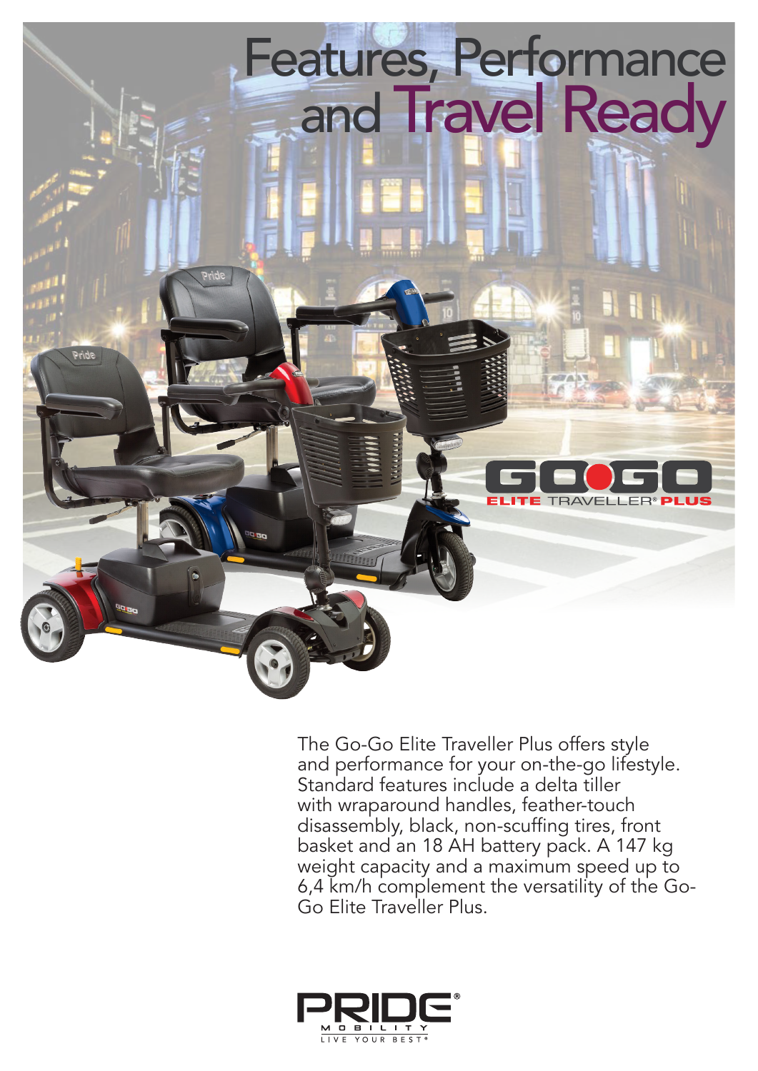# Features, Performance and Travel Ready

GO-GO ELITE TRAVELLER® PLUS

The Go-Go Elite Traveller Plus offers style and performance for your on-the-go lifestyle. Standard features include a delta tiller with wraparound handles, feather-touch disassembly, black, non-scuffing tires, front basket and an 18 AH battery pack. A 147 kg weight capacity and a maximum speed up to 6,4 km/h complement the versatility of the Go-Go Elite Traveller Plus.

PRIDE® MOBILITY
LIVE YOUR BEST®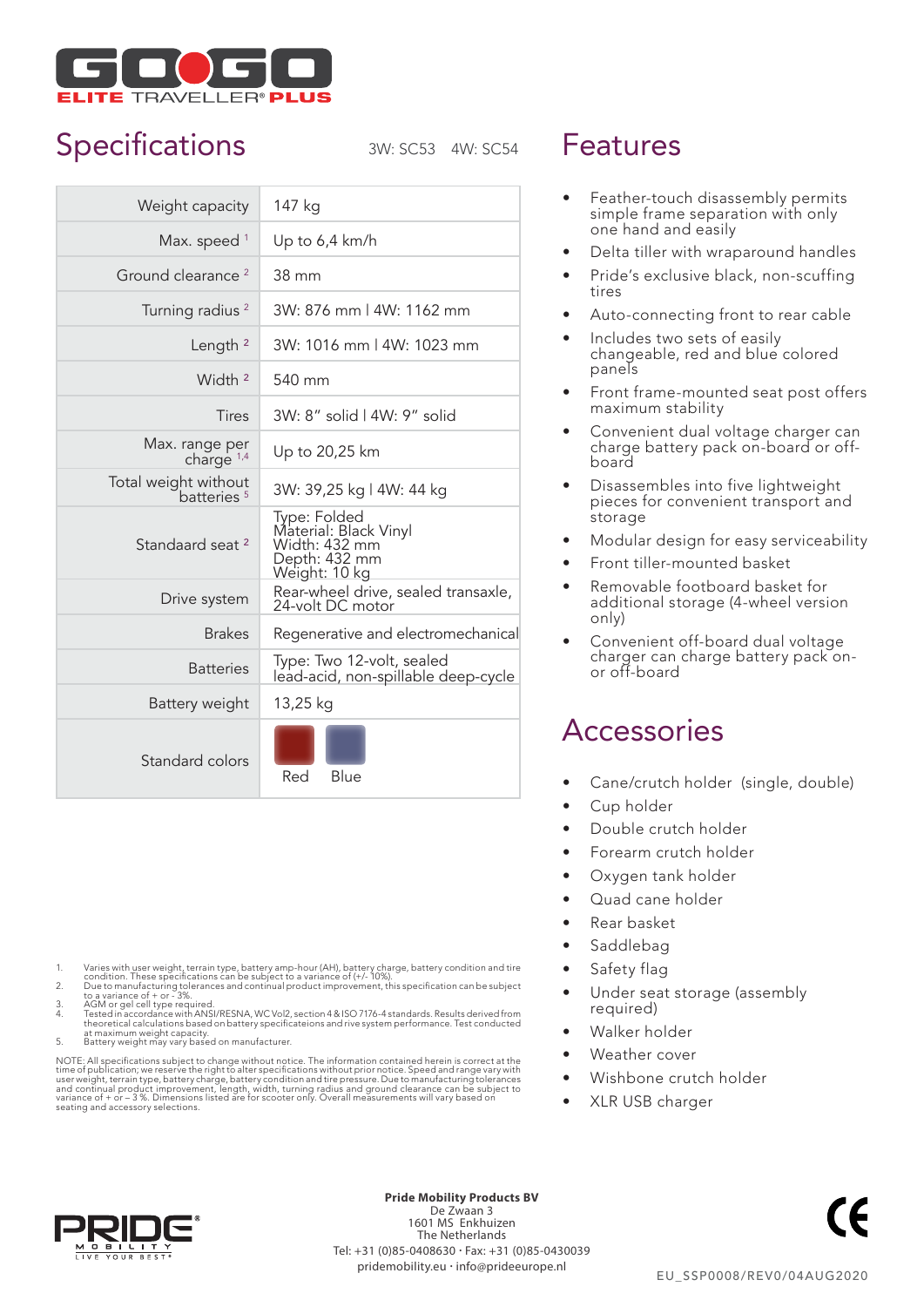GOGO ELITE TRAVELLER® PLUS

## Specifications

3W: SC53    4W: SC54

| | |
|---|---|
| Weight capacity | 147 kg |
| Max. speed [1] | Up to 6,4 km/h |
| Ground clearance [2] | 38 mm |
| Turning radius [2] | 3W: 876 mm I 4W: 1162 mm |
| Length [2] | 3W: 1016 mm I 4W: 1023 mm |
| Width [2] | 540 mm |
| Tires | 3W: 8" solid I 4W: 9" solid |
| Max. range per charge [1,4] | Up to 20,25 km |
| Total weight without batteries [5] | 3W: 39,25 kg I 4W: 44 kg |
| Standaard seat [2] | Type: Folded<br>Material: Black Vinyl<br>Width: 432 mm<br>Depth: 432 mm<br>Weight: 10 kg |
| Drive system | Rear-wheel drive, sealed transaxle, 24-volt DC motor |
| Brakes | Regenerative and electromechanical |
| Batteries | Type: Two 12-volt, sealed lead-acid, non-spillable deep-cycle |
| Battery weight | 13,25 kg |
| Standard colors | Red Blue |

1. Varies with user weight, terrain type, battery amp-hour (AH), battery charge, battery condition and tire condition. These specifications can be subject to a variance of (+/- 10%).
2. Due to manufacturing tolerances and continual product improvement, this specification can be subject to a variance of + or - 3%.
3. AGM or gel cell type required.
4. Tested in accordance with ANSI/RESNA, WC Vol2, section 4 & ISO 7176-4 standards. Results derived from theoretical calculations based on battery specificateions and rive system performance. Test conducted at maximum weight capacity.
5. Battery weight may vary based on manufacturer.

NOTE: All specifications subject to change without notice. The information contained herein is correct at the time of publication; we reserve the right to alter specifications without prior notice. Speed and range vary with user weight, terrain type, battery charge, battery condition and tire pressure. Due to manufacturing tolerances and continual product improvement, length, width, turning radius and ground clearance can be subject to variance of + or – 3 %. Dimensions listed are for scooter only. Overall measurements will vary based on seating and accessory selections.

## Features

- Feather-touch disassembly permits simple frame separation with only one hand and easily
- Delta tiller with wraparound handles
- Pride's exclusive black, non-scuffing tires
- Auto-connecting front to rear cable
- Includes two sets of easily changeable, red and blue colored panels
- Front frame-mounted seat post offers maximum stability
- Convenient dual voltage charger can charge battery pack on-board or off-board
- Disassembles into five lightweight pieces for convenient transport and storage
- Modular design for easy serviceability
- Front tiller-mounted basket
- Removable footboard basket for additional storage (4-wheel version only)
- Convenient off-board dual voltage charger can charge battery pack on- or off-board

## Accessories

- Cane/crutch holder (single, double)
- Cup holder
- Double crutch holder
- Forearm crutch holder
- Oxygen tank holder
- Quad cane holder
- Rear basket
- Saddlebag
- Safety flag
- Under seat storage (assembly required)
- Walker holder
- Weather cover
- Wishbone crutch holder
- XLR USB charger

PRIDE® MOBILITY — LIVE YOUR BEST®

**Pride Mobility Products BV**
De Zwaan 3
1601 MS Enkhuizen
The Netherlands
Tel: +31 (0)85-0408630 · Fax: +31 (0)85-0430039
pridemobility.eu · info@prideeurope.nl

CE

EU_SSP0008/REV0/04AUG2020